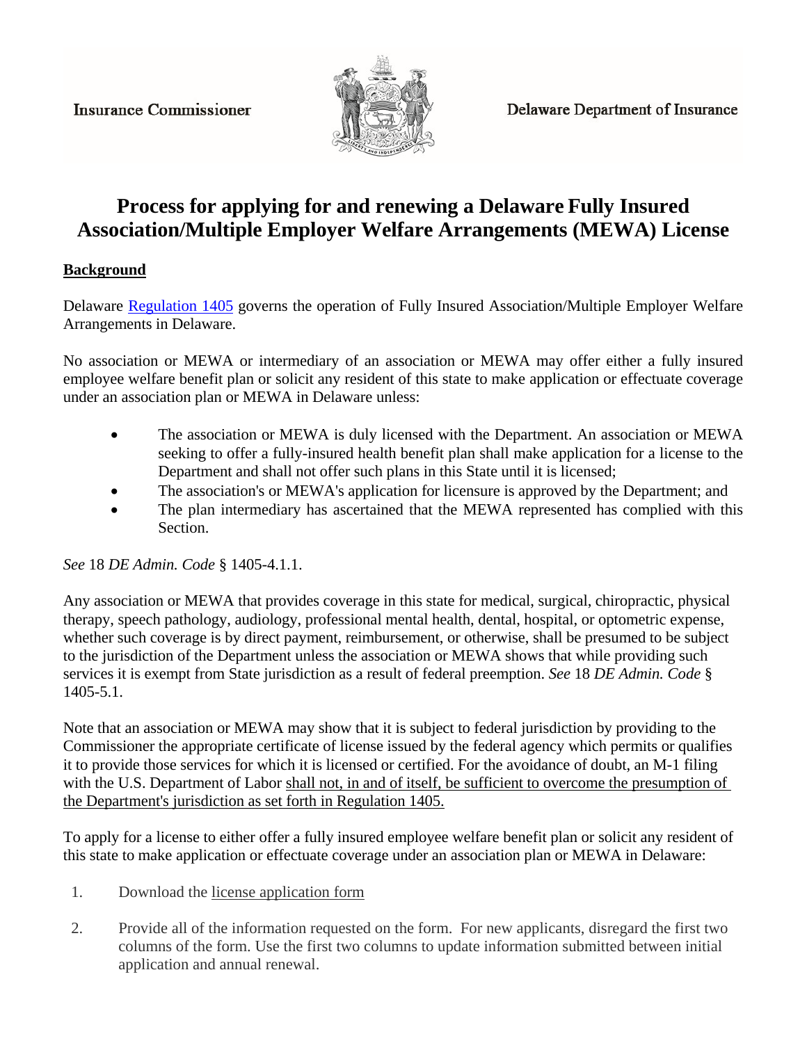Insurance Commissioner

Delaware Department of Insurance

# Process for applying for and renewing a Delaware Fully Insured Association/Multiple Employer Welfare Arrangements (MEWA) License

## Background

Delaware Regulation 1405 governs the operation of Fully Insured Association/Multiple Employer Welfare Arrangements in Delaware.

No association or MEWA or intermediary of an association or MEWA may offer either a fully insured employee welfare benefit plan or solicit any resident of this state to make application or effectuate coverage under an association plan or MEWA in Delaware unless:

- The association or MEWA is duly licensed with the Department. An association or MEWA seeking to offer a fully-insured health benefit plan shall make application for a license to the Department and shall not offer such plans in this State until it is licensed;
- The association's or MEWA's application for licensure is approved by the Department; and
- The plan intermediary has ascertained that the MEWA represented has complied with this Section.

*See* 18 *DE Admin. Code* § 1405-4.1.1.

Any association or MEWA that provides coverage in this state for medical, surgical, chiropractic, physical therapy, speech pathology, audiology, professional mental health, dental, hospital, or optometric expense, whether such coverage is by direct payment, reimbursement, or otherwise, shall be presumed to be subject to the jurisdiction of the Department unless the association or MEWA shows that while providing such services it is exempt from State jurisdiction as a result of federal preemption. *See* 18 *DE Admin. Code* § 1405-5.1.

Note that an association or MEWA may show that it is subject to federal jurisdiction by providing to the Commissioner the appropriate certificate of license issued by the federal agency which permits or qualifies it to provide those services for which it is licensed or certified. For the avoidance of doubt, an M-1 filing with the U.S. Department of Labor shall not, in and of itself, be sufficient to overcome the presumption of the Department's jurisdiction as set forth in Regulation 1405.

To apply for a license to either offer a fully insured employee welfare benefit plan or solicit any resident of this state to make application or effectuate coverage under an association plan or MEWA in Delaware:

1. Download the license application form
2. Provide all of the information requested on the form. For new applicants, disregard the first two columns of the form. Use the first two columns to update information submitted between initial application and annual renewal.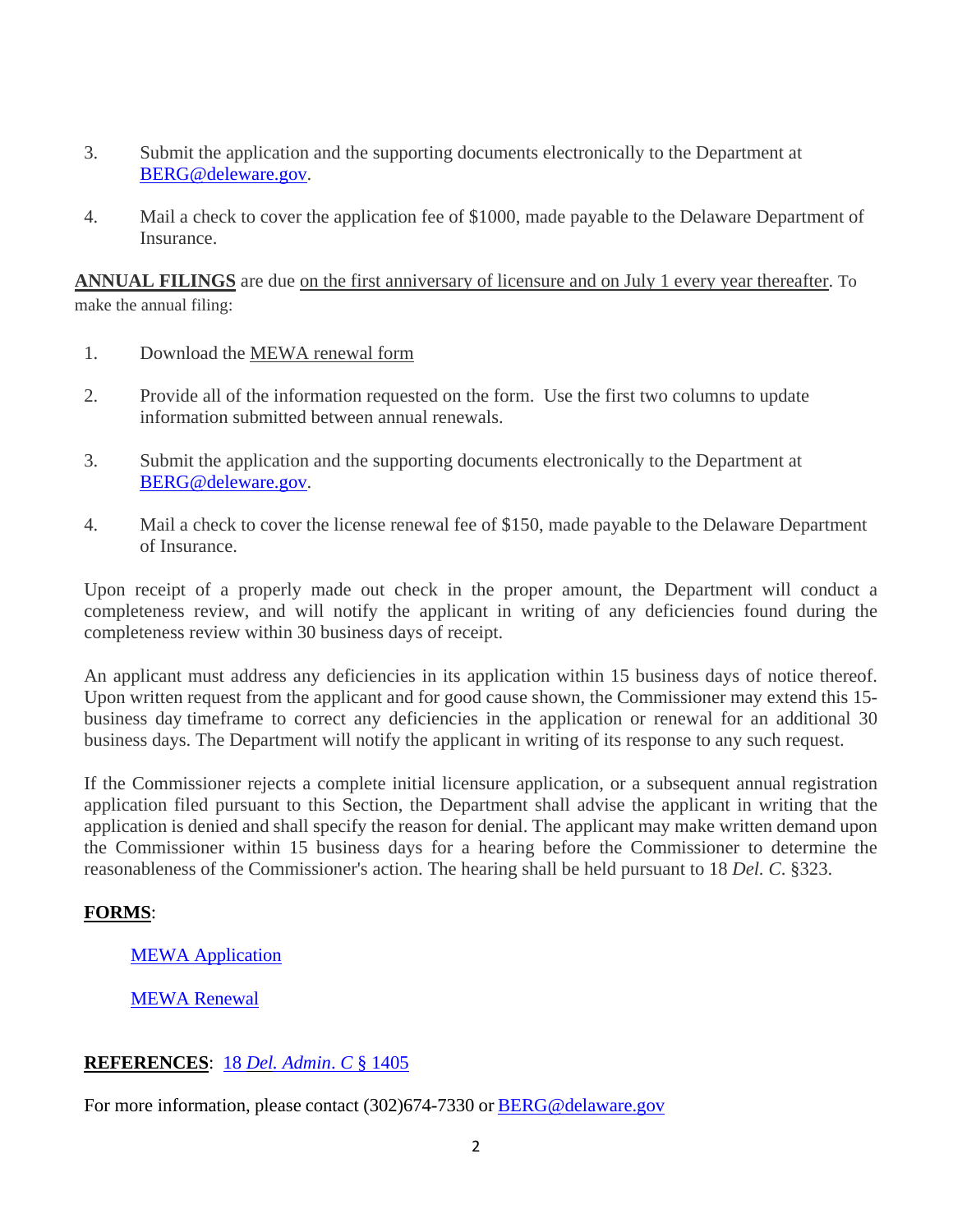3. Submit the application and the supporting documents electronically to the Department at BERG@deleware.gov.

4. Mail a check to cover the application fee of $1000, made payable to the Delaware Department of Insurance.

**ANNUAL FILINGS** are due on the first anniversary of licensure and on July 1 every year thereafter. To make the annual filing:

1. Download the MEWA renewal form

2. Provide all of the information requested on the form. Use the first two columns to update information submitted between annual renewals.

3. Submit the application and the supporting documents electronically to the Department at BERG@deleware.gov.

4. Mail a check to cover the license renewal fee of $150, made payable to the Delaware Department of Insurance.

Upon receipt of a properly made out check in the proper amount, the Department will conduct a completeness review, and will notify the applicant in writing of any deficiencies found during the completeness review within 30 business days of receipt.

An applicant must address any deficiencies in its application within 15 business days of notice thereof. Upon written request from the applicant and for good cause shown, the Commissioner may extend this 15-business day timeframe to correct any deficiencies in the application or renewal for an additional 30 business days. The Department will notify the applicant in writing of its response to any such request.

If the Commissioner rejects a complete initial licensure application, or a subsequent annual registration application filed pursuant to this Section, the Department shall advise the applicant in writing that the application is denied and shall specify the reason for denial. The applicant may make written demand upon the Commissioner within 15 business days for a hearing before the Commissioner to determine the reasonableness of the Commissioner's action. The hearing shall be held pursuant to 18 *Del. C*. §323.

**FORMS**:

MEWA Application

MEWA Renewal

**REFERENCES**: 18 *Del. Admin*. *C* § 1405

For more information, please contact (302)674-7330 or BERG@delaware.gov